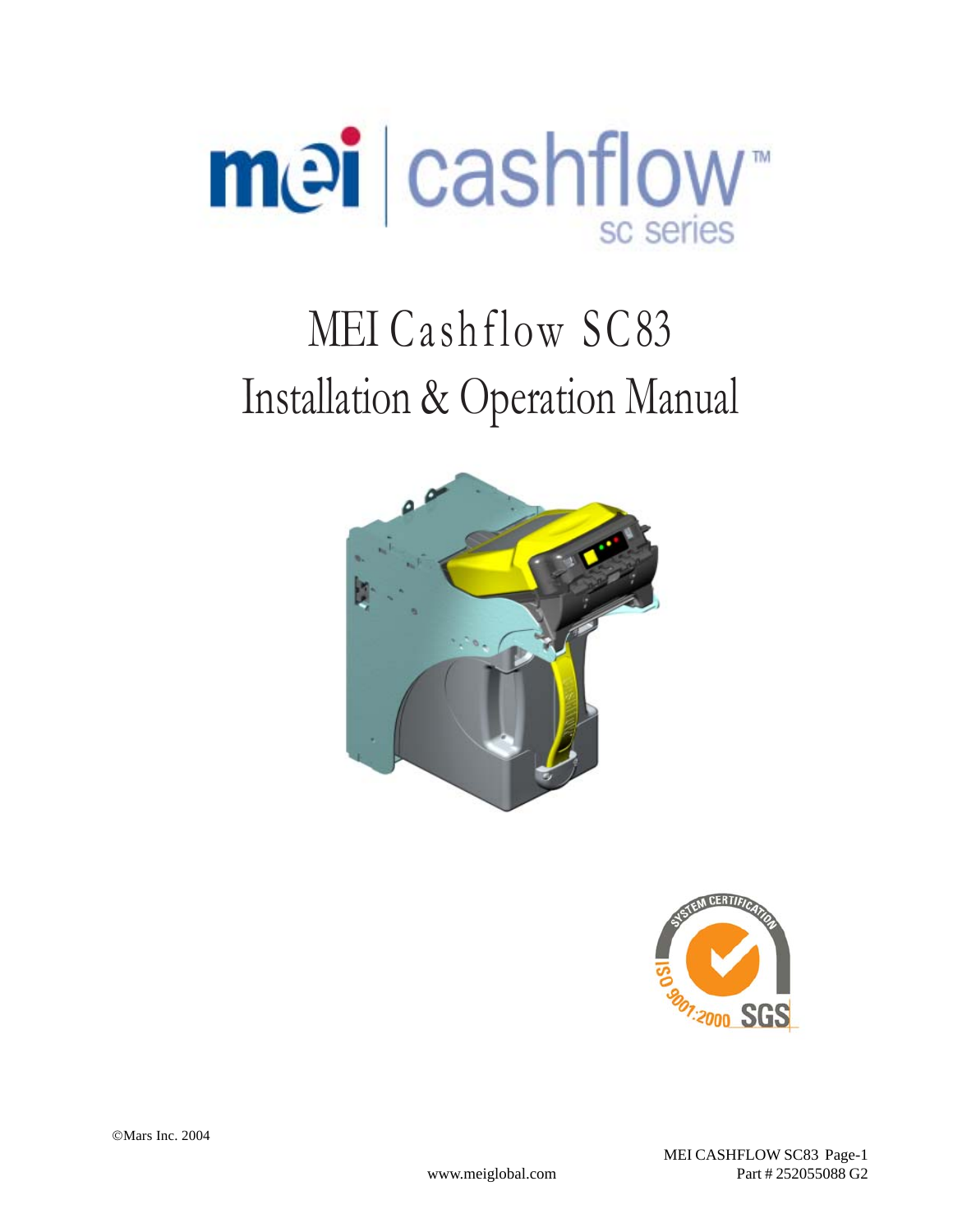# MEI Cashflow SC83
# Installation & Operation Manual

©Mars Inc. 2004

www.meiglobal.com

Part # 252055088 G2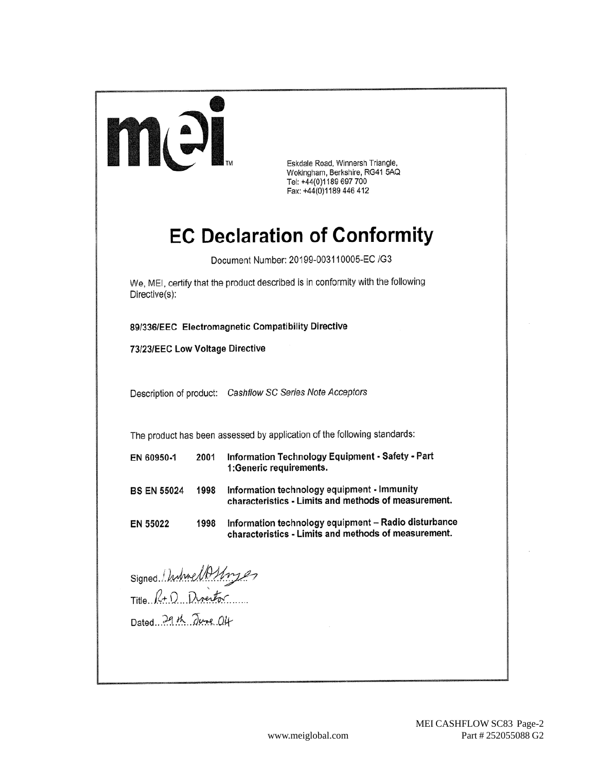mei™

Eskdale Road, Winnersh Triangle,
Wokingham, Berkshire, RG41 5AQ
Tel: +44(0)1189 697 700
Fax: +44(0)1189 446 412

# EC Declaration of Conformity

Document Number: 20199-003110005-EC /G3

We, MEI, certify that the product described is in conformity with the following Directive(s):

**89/336/EEC Electromagnetic Compatibility Directive**

**73/23/EEC Low Voltage Directive**

Description of product: *Cashflow SC Series Note Acceptors*

The product has been assessed by application of the following standards:

| | | |
|---|---|---|
| **EN 60950-1** | **2001** | **Information Technology Equipment - Safety - Part 1:Generic requirements.** |
| **BS EN 55024** | **1998** | **Information technology equipment - Immunity characteristics - Limits and methods of measurement.** |
| **EN 55022** | **1998** | **Information technology equipment – Radio disturbance characteristics - Limits and methods of measurement.** |

Signed..Michael D Hayes

Title..R+D Director

Dated...29th June 04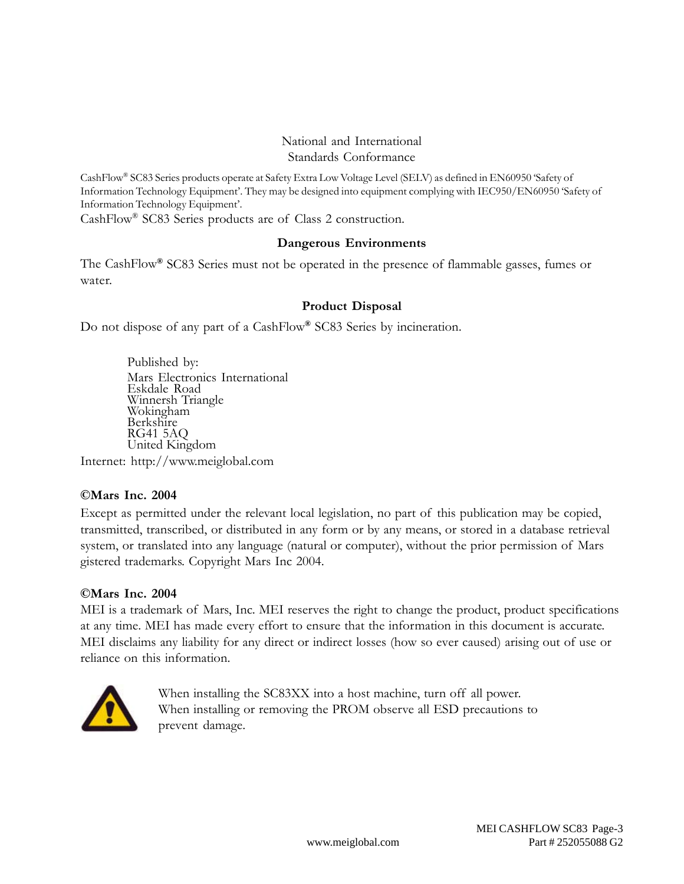## National and International Standards Conformance

CashFlow® SC83 Series products operate at Safety Extra Low Voltage Level (SELV) as defined in EN60950 'Safety of Information Technology Equipment'. They may be designed into equipment complying with IEC950/EN60950 'Safety of Information Technology Equipment'.

CashFlow® SC83 Series products are of Class 2 construction.

### Dangerous Environments

The CashFlow® SC83 Series must not be operated in the presence of flammable gasses, fumes or water.

### Product Disposal

Do not dispose of any part of a CashFlow® SC83 Series by incineration.

Published by:
Mars Electronics International
Eskdale Road
Winnersh Triangle
Wokingham
Berkshire
RG41 5AQ
United Kingdom

Internet: http://www.meiglobal.com

**©Mars Inc. 2004**

Except as permitted under the relevant local legislation, no part of this publication may be copied, transmitted, transcribed, or distributed in any form or by any means, or stored in a database retrieval system, or translated into any language (natural or computer), without the prior permission of Mars gistered trademarks. Copyright Mars Inc 2004.

**©Mars Inc. 2004**

MEI is a trademark of Mars, Inc. MEI reserves the right to change the product, product specifications at any time. MEI has made every effort to ensure that the information in this document is accurate. MEI disclaims any liability for any direct or indirect losses (how so ever caused) arising out of use or reliance on this information.

When installing the SC83XX into a host machine, turn off all power.
When installing or removing the PROM observe all ESD precautions to prevent damage.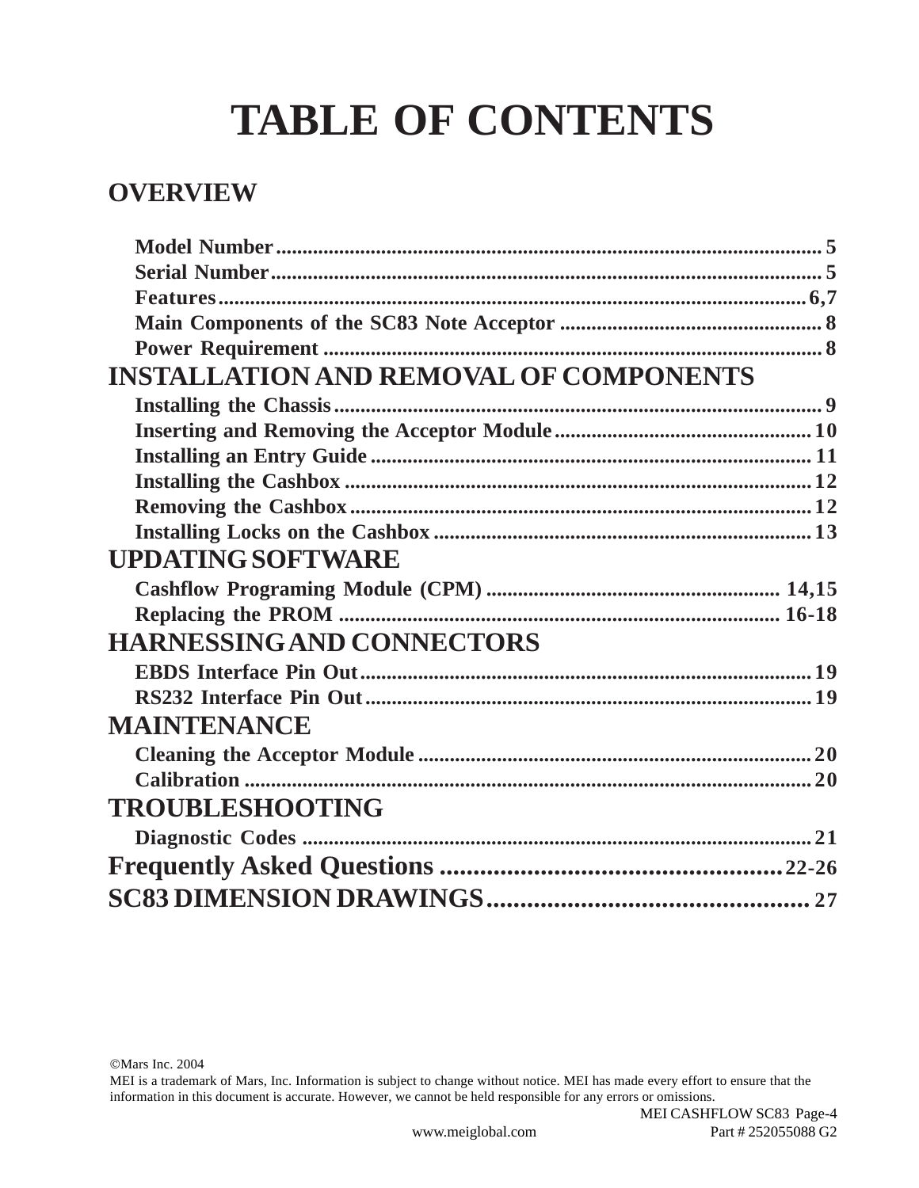# TABLE OF CONTENTS

## OVERVIEW

**Model Number** .......................................................... 5
**Serial Number** .......................................................... 5
**Features** .......................................................... 6,7
**Main Components of the SC83 Note Acceptor** .......................................................... 8
**Power Requirement** .......................................................... 8

## INSTALLATION AND REMOVAL OF COMPONENTS

**Installing the Chassis** .......................................................... 9
**Inserting and Removing the Acceptor Module** .......................................................... 10
**Installing an Entry Guide** .......................................................... 11
**Installing the Cashbox** .......................................................... 12
**Removing the Cashbox** .......................................................... 12
**Installing Locks on the Cashbox** .......................................................... 13

## UPDATING SOFTWARE

**Cashflow Programing Module (CPM)** .......................................................... 14,15
**Replacing the PROM** .......................................................... 16-18

## HARNESSING AND CONNECTORS

**EBDS Interface Pin Out** .......................................................... 19
**RS232 Interface Pin Out** .......................................................... 19

## MAINTENANCE

**Cleaning the Acceptor Module** .......................................................... 20
**Calibration** .......................................................... 20

## TROUBLESHOOTING

**Diagnostic Codes** .......................................................... 21

## Frequently Asked Questions .......................................................... 22-26

## SC83 DIMENSION DRAWINGS .......................................................... 27

©Mars Inc. 2004
MEI is a trademark of Mars, Inc. Information is subject to change without notice. MEI has made every effort to ensure that the information in this document is accurate. However, we cannot be held responsible for any errors or omissions.

MEI CASHFLOW SC83
www.meiglobal.com
Part # 252055088 G2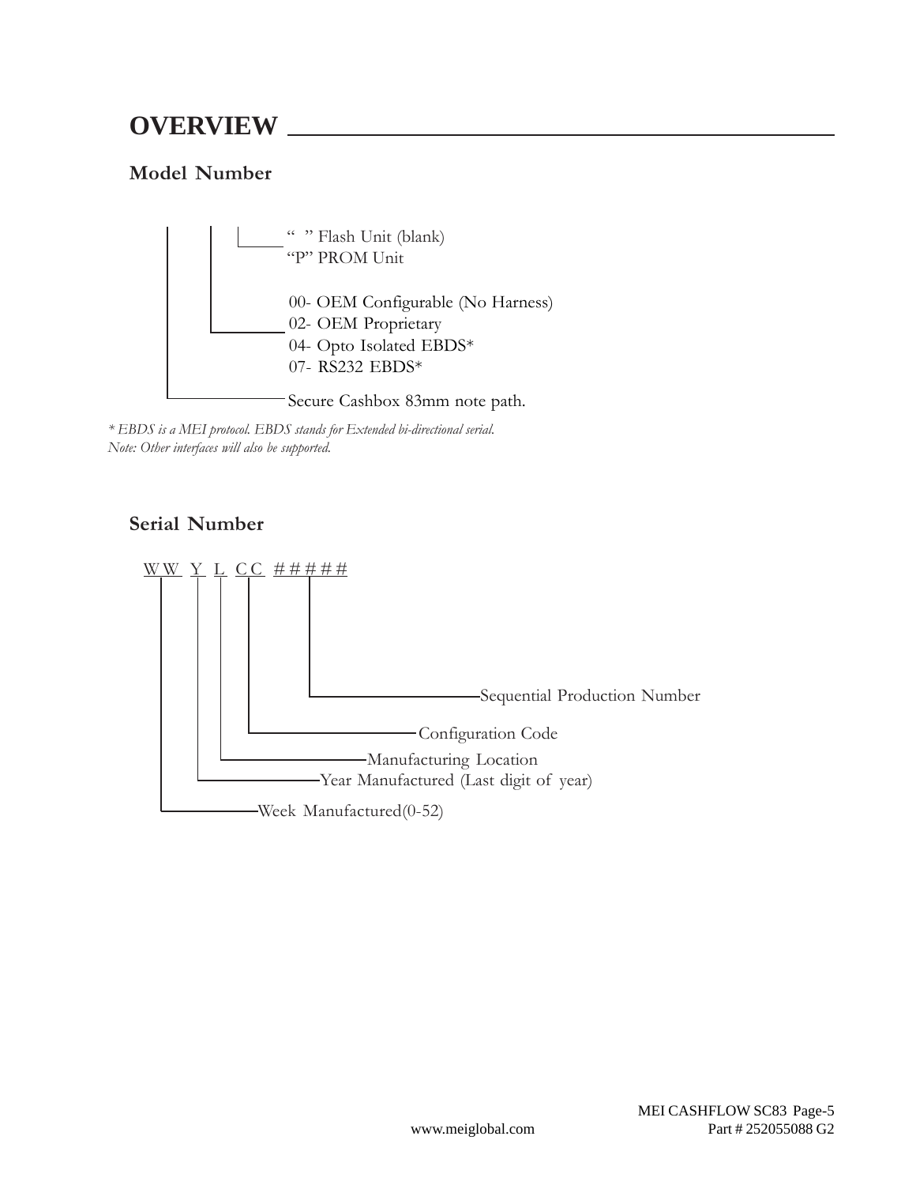# OVERVIEW

## Model Number

- “ ” Flash Unit (blank)
- “P” PROM Unit

- 00- OEM Configurable (No Harness)
- 02- OEM Proprietary
- 04- Opto Isolated EBDS*
- 07- RS232 EBDS*

Secure Cashbox 83mm note path.

*\* EBDS is a MEI protocol. EBDS stands for Extended bi-directional serial.*
*Note: Other interfaces will also be supported.*

## Serial Number

WW Y L CC #####

- ##### — Sequential Production Number
- CC — Configuration Code
- L — Manufacturing Location
- Y — Year Manufactured (Last digit of year)
- WW — Week Manufactured(0-52)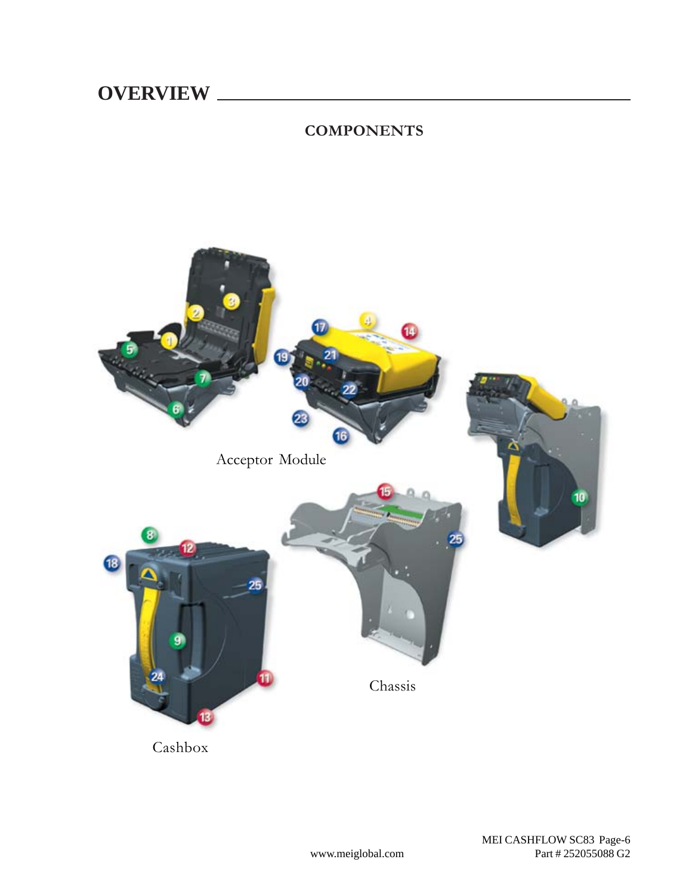# OVERVIEW

## COMPONENTS

Acceptor Module

Chassis

Cashbox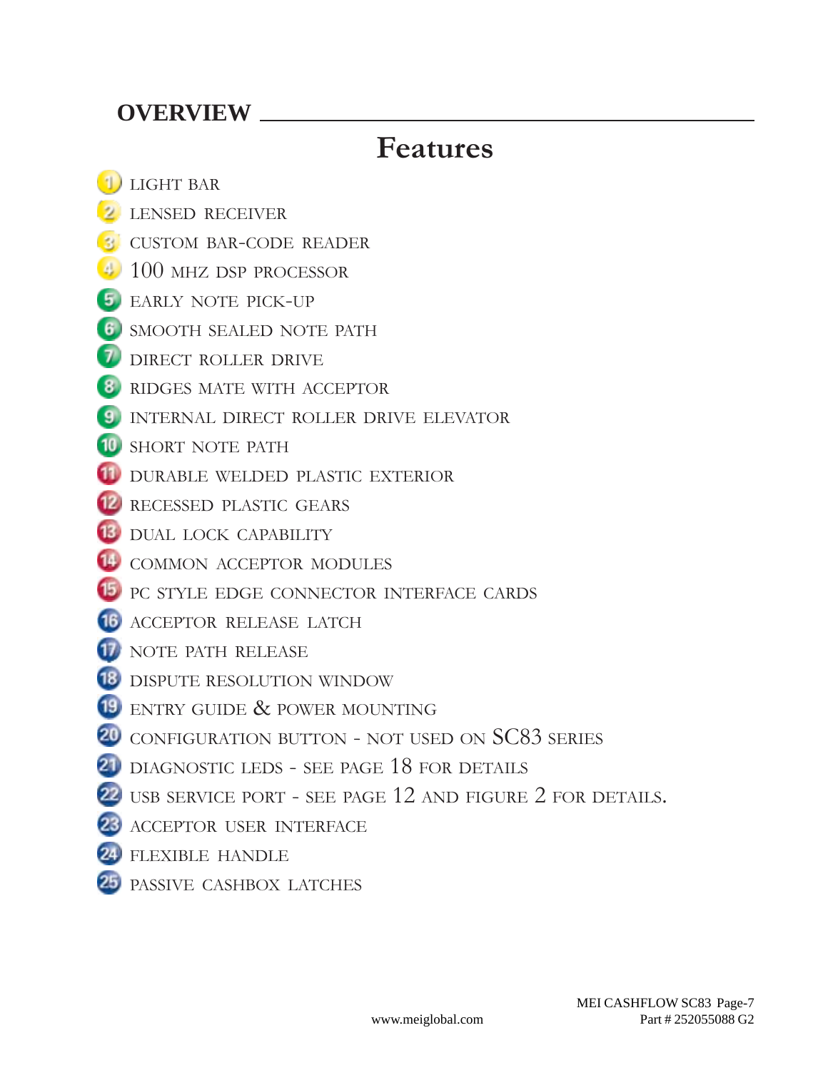## OVERVIEW

# Features

1. LIGHT BAR
2. LENSED RECEIVER
3. CUSTOM BAR-CODE READER
4. 100 MHZ DSP PROCESSOR
5. EARLY NOTE PICK-UP
6. SMOOTH SEALED NOTE PATH
7. DIRECT ROLLER DRIVE
8. RIDGES MATE WITH ACCEPTOR
9. INTERNAL DIRECT ROLLER DRIVE ELEVATOR
10. SHORT NOTE PATH
11. DURABLE WELDED PLASTIC EXTERIOR
12. RECESSED PLASTIC GEARS
13. DUAL LOCK CAPABILITY
14. COMMON ACCEPTOR MODULES
15. PC STYLE EDGE CONNECTOR INTERFACE CARDS
16. ACCEPTOR RELEASE LATCH
17. NOTE PATH RELEASE
18. DISPUTE RESOLUTION WINDOW
19. ENTRY GUIDE & POWER MOUNTING
20. CONFIGURATION BUTTON - NOT USED ON SC83 SERIES
21. DIAGNOSTIC LEDS - SEE PAGE 18 FOR DETAILS
22. USB SERVICE PORT - SEE PAGE 12 AND FIGURE 2 FOR DETAILS.
23. ACCEPTOR USER INTERFACE
24. FLEXIBLE HANDLE
25. PASSIVE CASHBOX LATCHES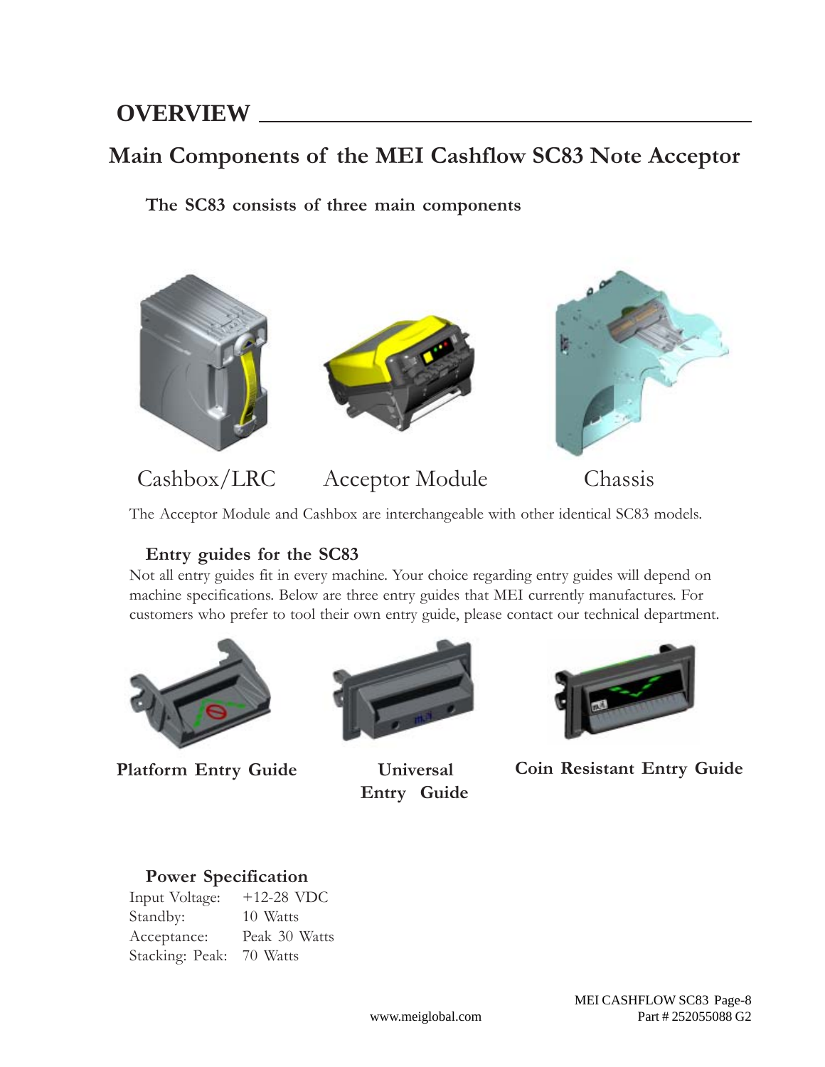# OVERVIEW

## Main Components of the MEI Cashflow SC83 Note Acceptor

### The SC83 consists of three main components

Cashbox/LRC    Acceptor Module    Chassis

The Acceptor Module and Cashbox are interchangeable with other identical SC83 models.

### Entry guides for the SC83

Not all entry guides fit in every machine. Your choice regarding entry guides will depend on machine specifications. Below are three entry guides that MEI currently manufactures. For customers who prefer to tool their own entry guide, please contact our technical department.

**Platform Entry Guide**    **Universal Entry Guide**    **Coin Resistant Entry Guide**

### Power Specification

| | |
|---|---|
| Input Voltage: | +12-28 VDC |
| Standby: | 10 Watts |
| Acceptance: | Peak 30 Watts |
| Stacking: Peak: | 70 Watts |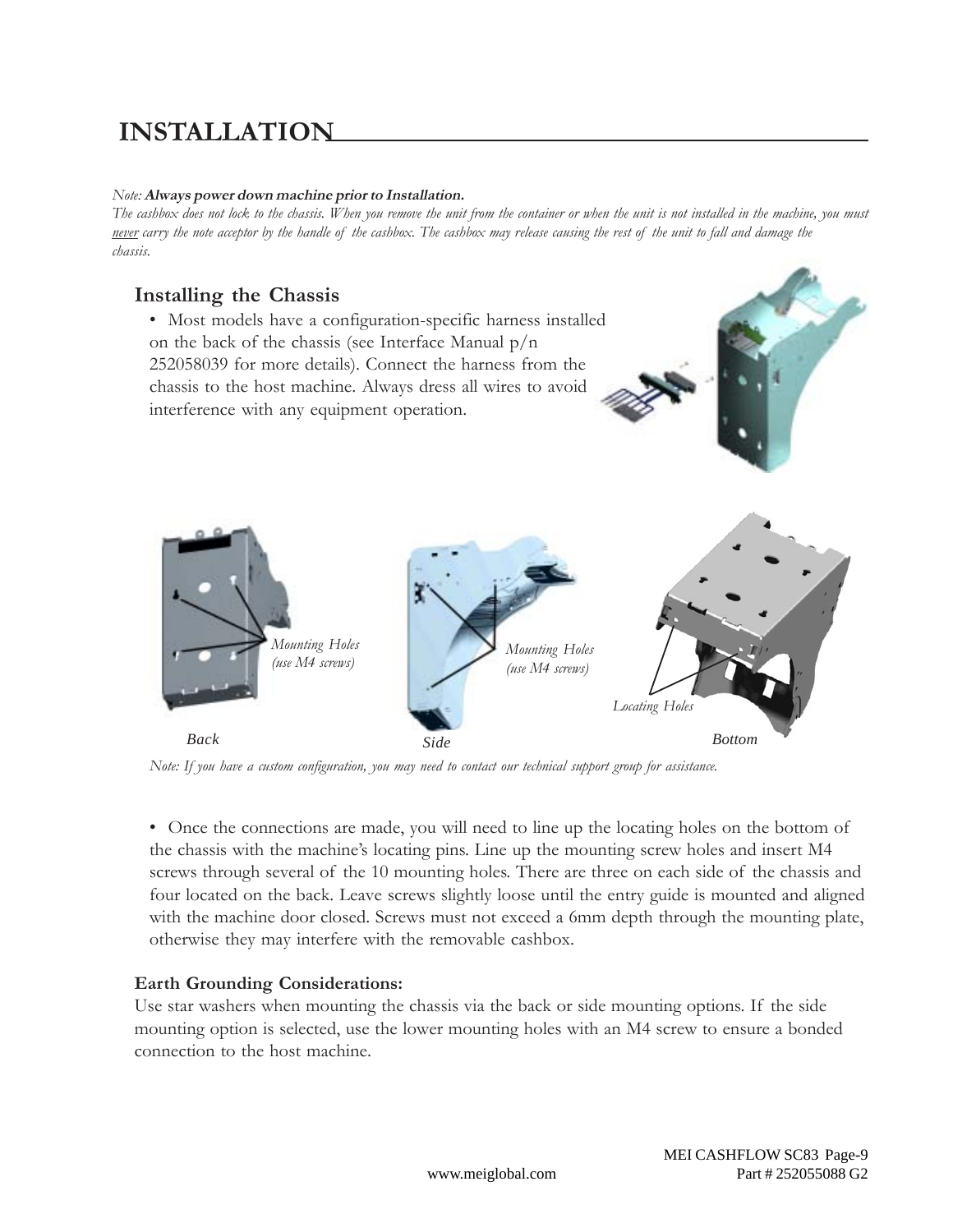# INSTALLATION

*Note:* ***Always power down machine prior to Installation.***
*The cashbox does not lock to the chassis. When you remove the unit from the container or when the unit is not installed in the machine, you must never carry the note acceptor by the handle of the cashbox. The cashbox may release causing the rest of the unit to fall and damage the chassis.*

## Installing the Chassis

- Most models have a configuration-specific harness installed on the back of the chassis (see Interface Manual p/n 252058039 for more details). Connect the harness from the chassis to the host machine. Always dress all wires to avoid interference with any equipment operation.

*Mounting Holes (use M4 screws)*

*Mounting Holes (use M4 screws)*

*Locating Holes*

Back    Side    Bottom

*Note: If you have a custom configuration, you may need to contact our technical support group for assistance.*

- Once the connections are made, you will need to line up the locating holes on the bottom of the chassis with the machine's locating pins. Line up the mounting screw holes and insert M4 screws through several of the 10 mounting holes. There are three on each side of the chassis and four located on the back. Leave screws slightly loose until the entry guide is mounted and aligned with the machine door closed. Screws must not exceed a 6mm depth through the mounting plate, otherwise they may interfere with the removable cashbox.

**Earth Grounding Considerations:**
Use star washers when mounting the chassis via the back or side mounting options. If the side mounting option is selected, use the lower mounting holes with an M4 screw to ensure a bonded connection to the host machine.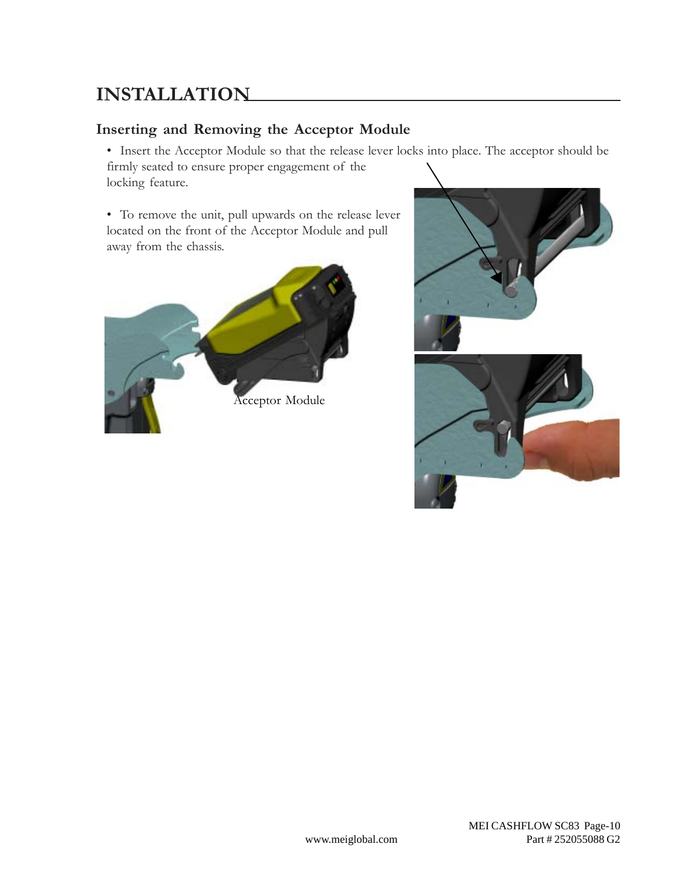# INSTALLATION

## Inserting and Removing the Acceptor Module

- Insert the Acceptor Module so that the release lever locks into place. The acceptor should be firmly seated to ensure proper engagement of the locking feature.

- To remove the unit, pull upwards on the release lever located on the front of the Acceptor Module and pull away from the chassis.

Acceptor Module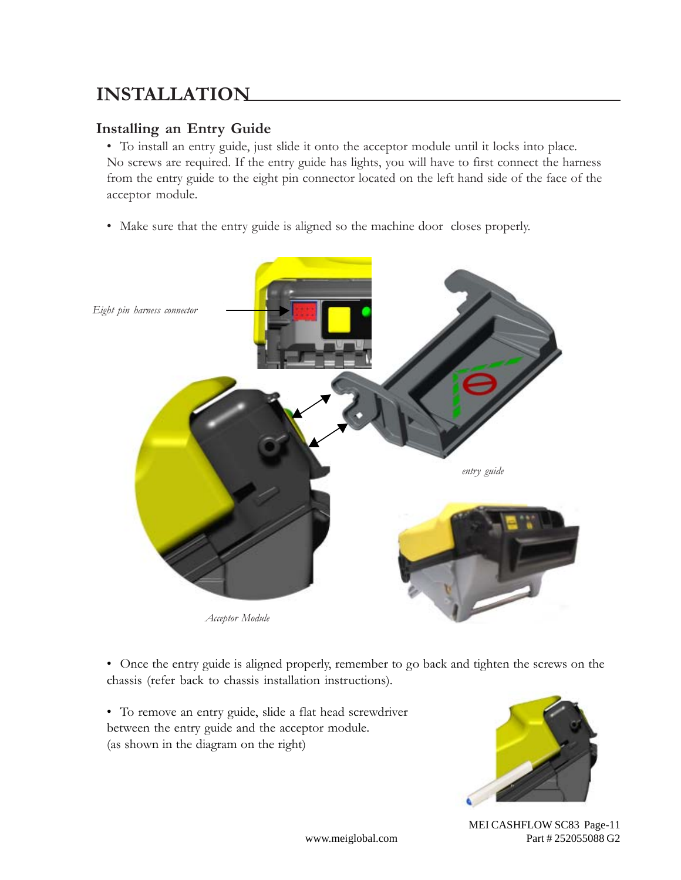# INSTALLATION

## Installing an Entry Guide

- To install an entry guide, just slide it onto the acceptor module until it locks into place. No screws are required. If the entry guide has lights, you will have to first connect the harness from the entry guide to the eight pin connector located on the left hand side of the face of the acceptor module.

- Make sure that the entry guide is aligned so the machine door closes properly.

*Eight pin harness connector*

*entry guide*

*Acceptor Module*

- Once the entry guide is aligned properly, remember to go back and tighten the screws on the chassis (refer back to chassis installation instructions).

- To remove an entry guide, slide a flat head screwdriver between the entry guide and the acceptor module. (as shown in the diagram on the right)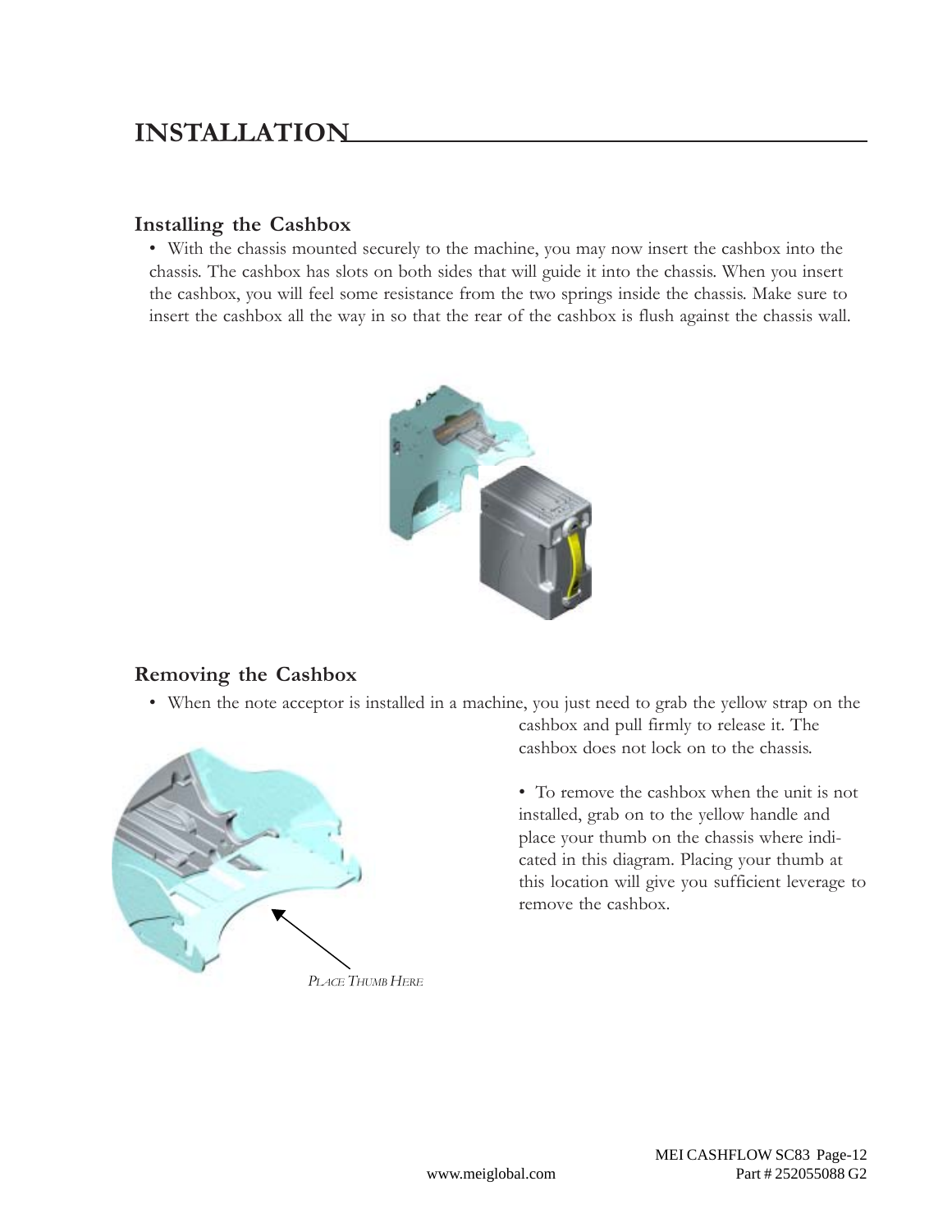# INSTALLATION

## Installing the Cashbox

- With the chassis mounted securely to the machine, you may now insert the cashbox into the chassis. The cashbox has slots on both sides that will guide it into the chassis. When you insert the cashbox, you will feel some resistance from the two springs inside the chassis. Make sure to insert the cashbox all the way in so that the rear of the cashbox is flush against the chassis wall.

## Removing the Cashbox

- When the note acceptor is installed in a machine, you just need to grab the yellow strap on the cashbox and pull firmly to release it. The cashbox does not lock on to the chassis.

- To remove the cashbox when the unit is not installed, grab on to the yellow handle and place your thumb on the chassis where indicated in this diagram. Placing your thumb at this location will give you sufficient leverage to remove the cashbox.

*PLACE THUMB HERE*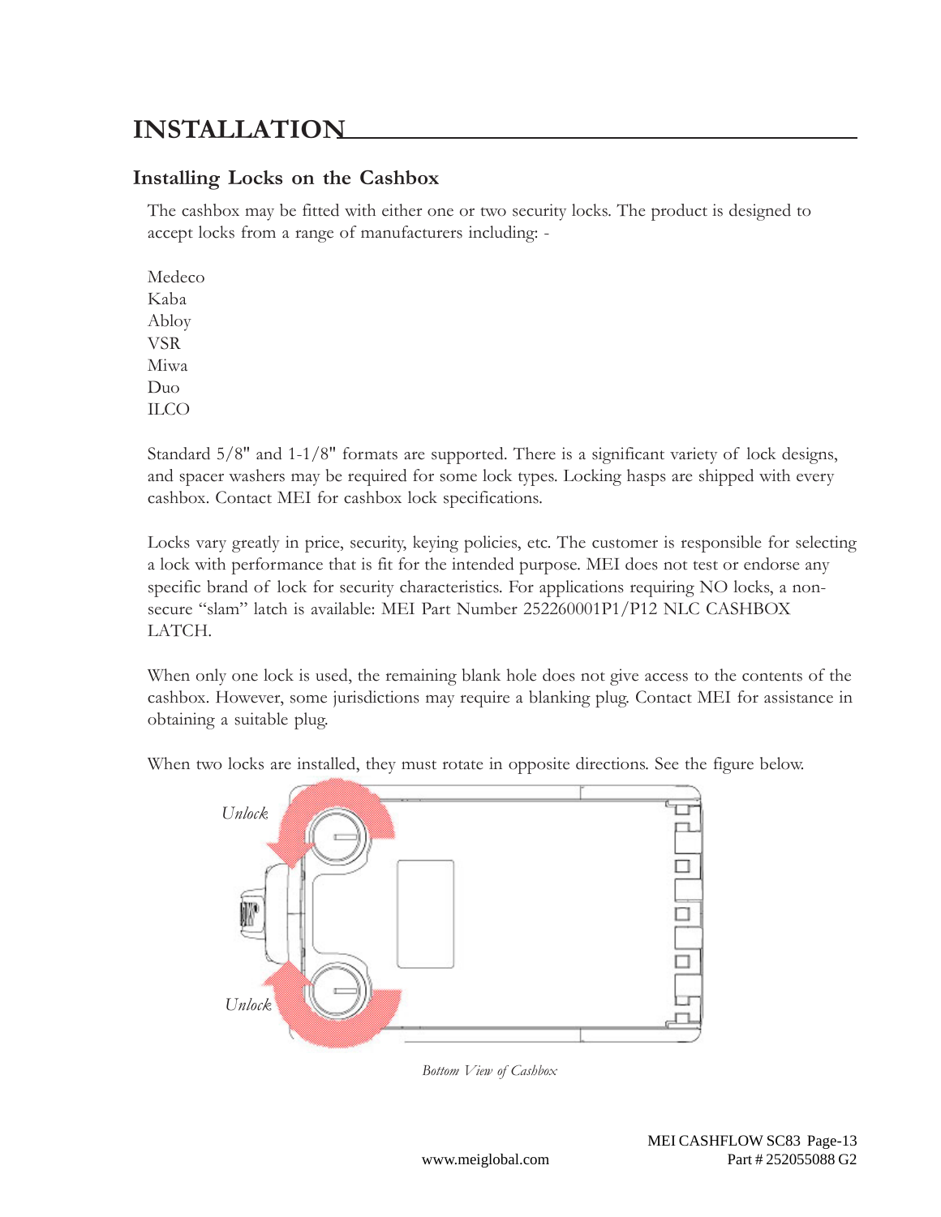# INSTALLATION

## Installing Locks on the Cashbox

The cashbox may be fitted with either one or two security locks. The product is designed to accept locks from a range of manufacturers including: -

Medeco
Kaba
Abloy
VSR
Miwa
Duo
ILCO

Standard 5/8" and 1-1/8" formats are supported. There is a significant variety of lock designs, and spacer washers may be required for some lock types. Locking hasps are shipped with every cashbox. Contact MEI for cashbox lock specifications.

Locks vary greatly in price, security, keying policies, etc. The customer is responsible for selecting a lock with performance that is fit for the intended purpose. MEI does not test or endorse any specific brand of lock for security characteristics. For applications requiring NO locks, a non-secure "slam" latch is available: MEI Part Number 252260001P1/P12 NLC CASHBOX LATCH.

When only one lock is used, the remaining blank hole does not give access to the contents of the cashbox. However, some jurisdictions may require a blanking plug. Contact MEI for assistance in obtaining a suitable plug.

When two locks are installed, they must rotate in opposite directions. See the figure below.

Unlock

Unlock

*Bottom View of Cashbox*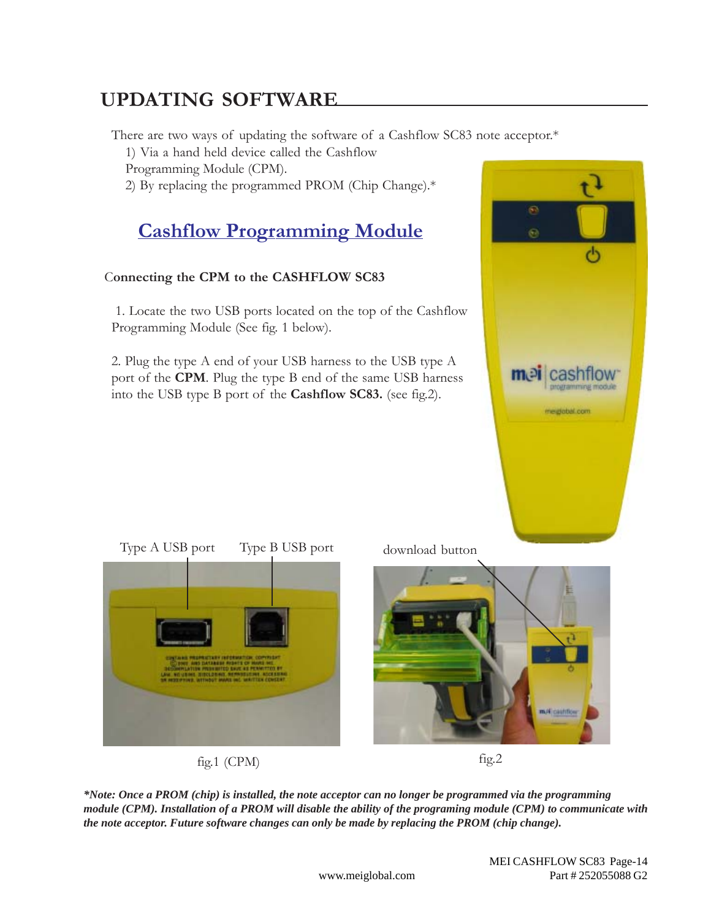## UPDATING SOFTWARE

There are two ways of updating the software of a Cashflow SC83 note acceptor.*

1) Via a hand held device called the Cashflow Programming Module (CPM).
2) By replacing the programmed PROM (Chip Change).*

### Cashflow Programming Module

**Connecting the CPM to the CASHFLOW SC83**

1. Locate the two USB ports located on the top of the Cashflow Programming Module (See fig. 1 below).

2. Plug the type A end of your USB harness to the USB type A port of the **CPM**. Plug the type B end of the same USB harness into the USB type B port of the **Cashflow SC83.** (see fig.2).

Type A USB port Type B USB port

fig.1 (CPM)

download button

fig.2

***Note: Once a PROM (chip) is installed, the note acceptor can no longer be programmed via the programming module (CPM). Installation of a PROM will disable the ability of the programing module (CPM) to communicate with the note acceptor. Future software changes can only be made by replacing the PROM (chip change).***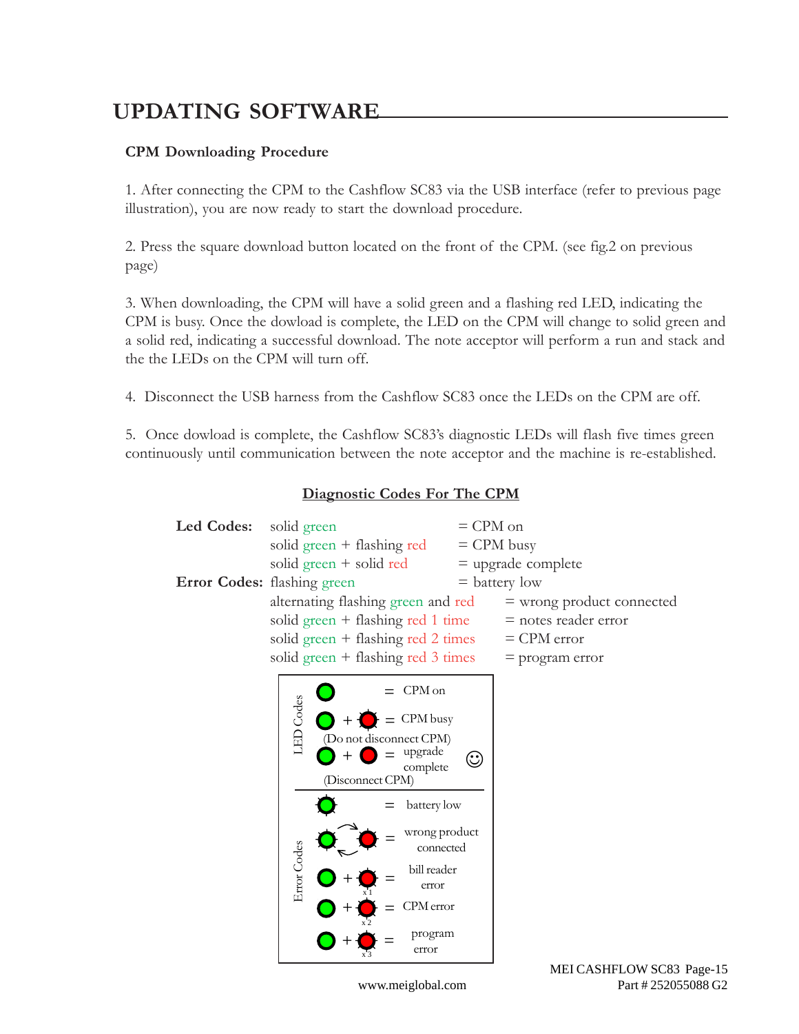# UPDATING SOFTWARE

### CPM Downloading Procedure

1. After connecting the CPM to the Cashflow SC83 via the USB interface (refer to previous page illustration), you are now ready to start the download procedure.

2. Press the square download button located on the front of the CPM. (see fig.2 on previous page)

3. When downloading, the CPM will have a solid green and a flashing red LED, indicating the CPM is busy. Once the dowload is complete, the LED on the CPM will change to solid green and a solid red, indicating a successful download. The note acceptor will perform a run and stack and the the LEDs on the CPM will turn off.

4. Disconnect the USB harness from the Cashflow SC83 once the LEDs on the CPM are off.

5. Once dowload is complete, the Cashflow SC83's diagnostic LEDs will flash five times green continuously until communication between the note acceptor and the machine is re-established.

### Diagnostic Codes For The CPM

| | | |
|---|---|---|
| **Led Codes:** | solid green | = CPM on |
| | solid green + flashing red | = CPM busy |
| | solid green + solid red | = upgrade complete |
| **Error Codes:** | flashing green | = battery low |
| | alternating flashing green and red | = wrong product connected |
| | solid green + flashing red 1 time | = notes reader error |
| | solid green + flashing red 2 times | = CPM error |
| | solid green + flashing red 3 times | = program error |

**LED Codes**

- (green) = CPM on
- (green) + (flashing red) = CPM busy (Do not disconnect CPM)
- (green) + (red) = upgrade complete (Disconnect CPM) ☺

**Error Codes**

- (flashing green) = battery low
- (flashing green) ⇄ (flashing red) = wrong product connected
- (green) + (flashing red x 1) = bill reader error
- (green) + (flashing red x 2) = CPM error
- (green) + (flashing red x 3) = program error

www.meiglobal.com

MEI CASHFLOW SC83 Page-15
Part # 252055088 G2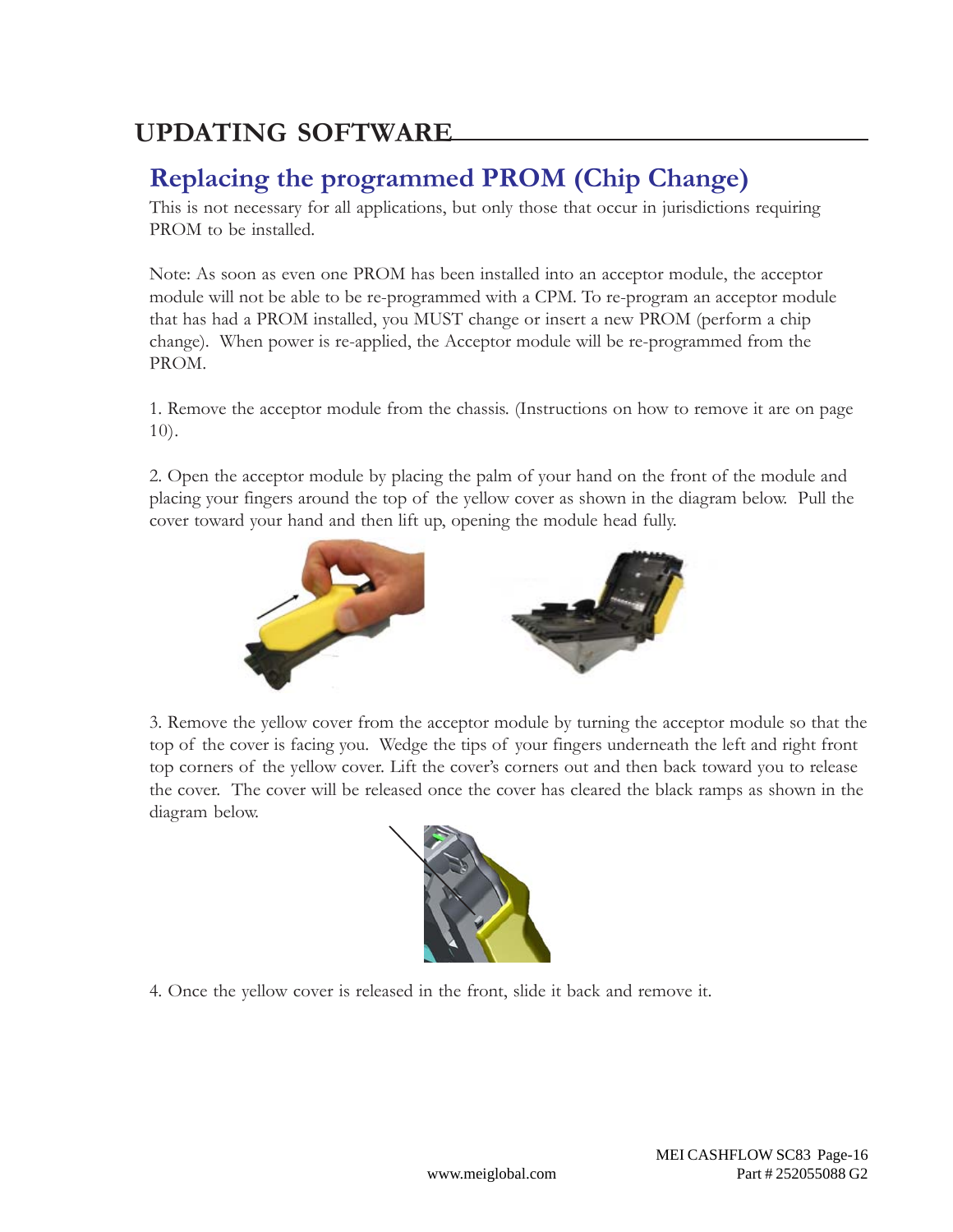# UPDATING SOFTWARE

## Replacing the programmed PROM (Chip Change)

This is not necessary for all applications, but only those that occur in jurisdictions requiring PROM to be installed.

Note: As soon as even one PROM has been installed into an acceptor module, the acceptor module will not be able to be re-programmed with a CPM. To re-program an acceptor module that has had a PROM installed, you MUST change or insert a new PROM (perform a chip change). When power is re-applied, the Acceptor module will be re-programmed from the PROM.

1. Remove the acceptor module from the chassis. (Instructions on how to remove it are on page 10).

2. Open the acceptor module by placing the palm of your hand on the front of the module and placing your fingers around the top of the yellow cover as shown in the diagram below. Pull the cover toward your hand and then lift up, opening the module head fully.

3. Remove the yellow cover from the acceptor module by turning the acceptor module so that the top of the cover is facing you. Wedge the tips of your fingers underneath the left and right front top corners of the yellow cover. Lift the cover's corners out and then back toward you to release the cover. The cover will be released once the cover has cleared the black ramps as shown in the diagram below.

4. Once the yellow cover is released in the front, slide it back and remove it.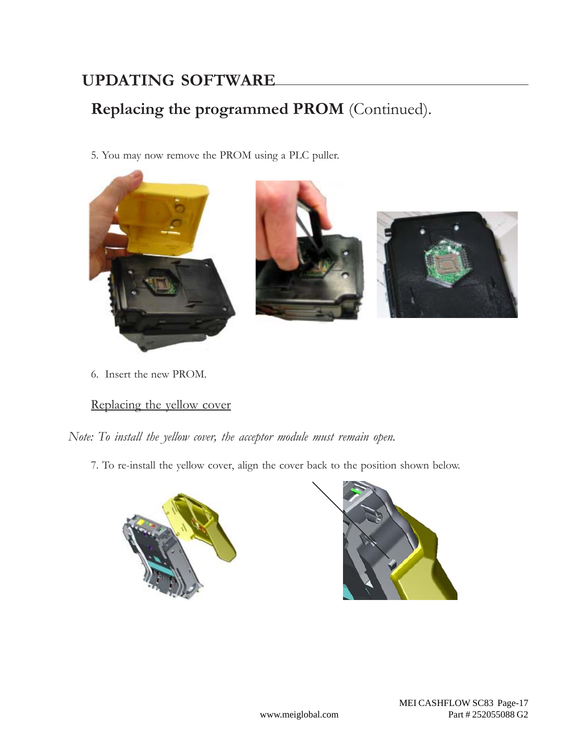# UPDATING SOFTWARE

## Replacing the programmed PROM (Continued).

5. You may now remove the PROM using a PLC puller.

6. Insert the new PROM.

### Replacing the yellow cover

*Note: To install the yellow cover, the acceptor module must remain open.*

7. To re-install the yellow cover, align the cover back to the position shown below.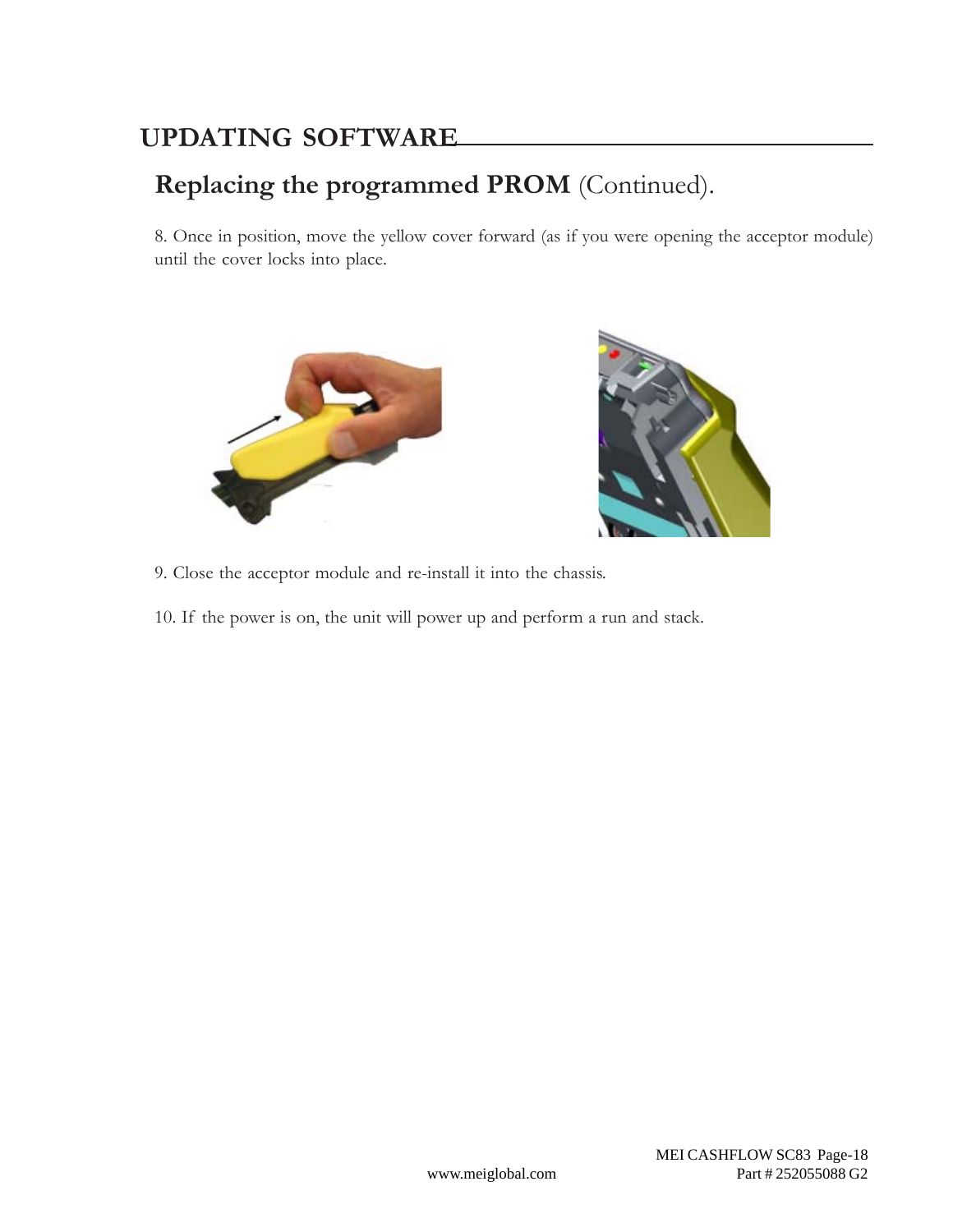# UPDATING SOFTWARE

## **Replacing the programmed PROM** (Continued).

8. Once in position, move the yellow cover forward (as if you were opening the acceptor module) until the cover locks into place.

9. Close the acceptor module and re-install it into the chassis.

10. If the power is on, the unit will power up and perform a run and stack.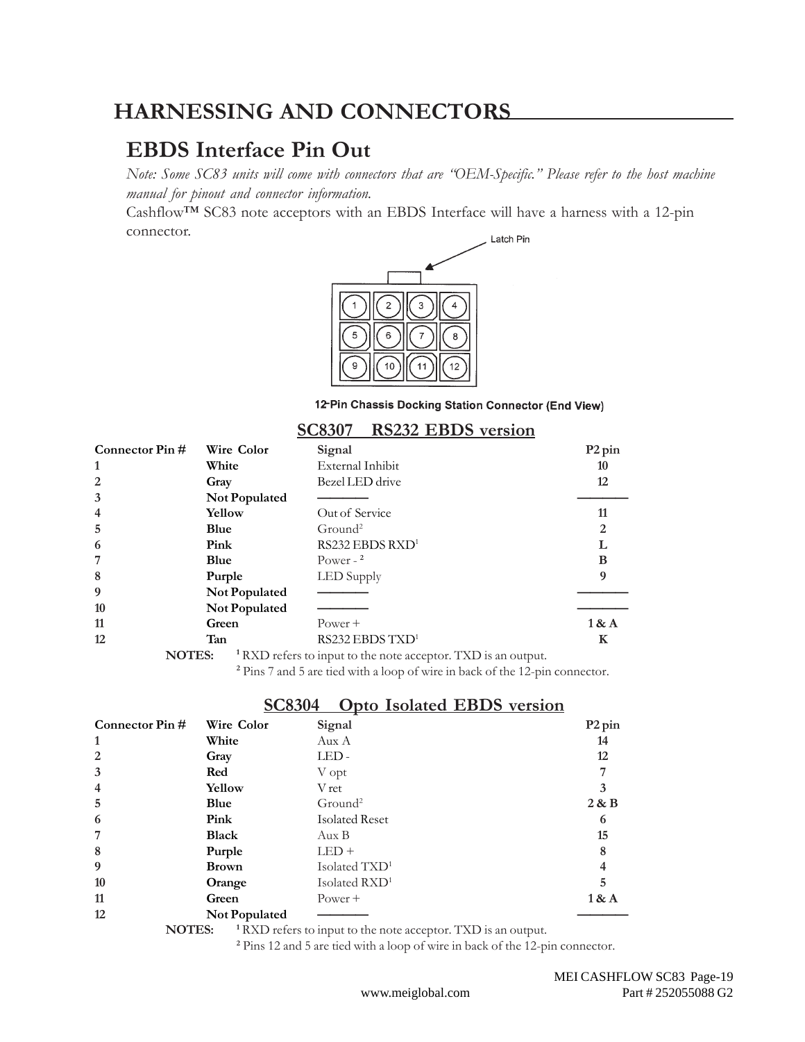# HARNESSING AND CONNECTORS

## EBDS Interface Pin Out

*Note: Some SC83 units will come with connectors that are "OEM-Specific." Please refer to the host machine manual for pinout and connector information.*

Cashflow™ SC83 note acceptors with an EBDS Interface will have a harness with a 12-pin connector.

Latch Pin

12-Pin Chassis Docking Station Connector (End View)

### SC8307 RS232 EBDS version

| Connector Pin # | Wire Color | Signal | P2 pin |
|---|---|---|---|
| 1 | White | External Inhibit | 10 |
| 2 | Gray | Bezel LED drive | 12 |
| 3 | Not Populated | ———— | ———— |
| 4 | Yellow | Out of Service | 11 |
| 5 | Blue | Ground[2] | 2 |
| 6 | Pink | RS232 EBDS RXD[1] | L |
| 7 | Blue | Power - [2] | B |
| 8 | Purple | LED Supply | 9 |
| 9 | Not Populated | ———— | ———— |
| 10 | Not Populated | ———— | ———— |
| 11 | Green | Power + | 1 & A |
| 12 | Tan | RS232 EBDS TXD[1] | K |

**NOTES:** [1] RXD refers to input to the note acceptor. TXD is an output.
[2] Pins 7 and 5 are tied with a loop of wire in back of the 12-pin connector.

### SC8304 Opto Isolated EBDS version

| Connector Pin # | Wire Color | Signal | P2 pin |
|---|---|---|---|
| 1 | White | Aux A | 14 |
| 2 | Gray | LED - | 12 |
| 3 | Red | V opt | 7 |
| 4 | Yellow | V ret | 3 |
| 5 | Blue | Ground[2] | 2 & B |
| 6 | Pink | Isolated Reset | 6 |
| 7 | Black | Aux B | 15 |
| 8 | Purple | LED + | 8 |
| 9 | Brown | Isolated TXD[1] | 4 |
| 10 | Orange | Isolated RXD[1] | 5 |
| 11 | Green | Power + | 1 & A |
| 12 | Not Populated | ———— | ———— |

**NOTES:** [1] RXD refers to input to the note acceptor. TXD is an output.
[2] Pins 12 and 5 are tied with a loop of wire in back of the 12-pin connector.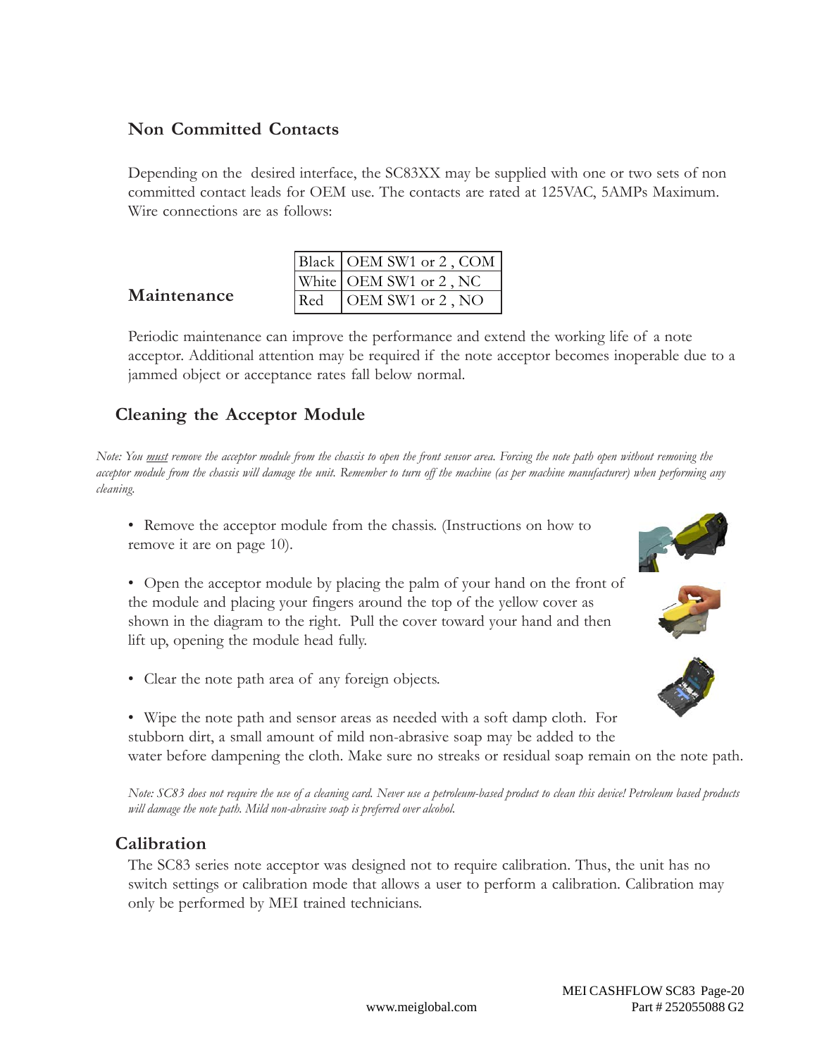## Non Committed Contacts

Depending on the desired interface, the SC83XX may be supplied with one or two sets of non committed contact leads for OEM use. The contacts are rated at 125VAC, 5AMPs Maximum. Wire connections are as follows:

| Black | OEM SW1 or 2 , COM |
|---|---|
| White | OEM SW1 or 2 , NC |
| Red | OEM SW1 or 2 , NO |

## Maintenance

Periodic maintenance can improve the performance and extend the working life of a note acceptor. Additional attention may be required if the note acceptor becomes inoperable due to a jammed object or acceptance rates fall below normal.

### Cleaning the Acceptor Module

*Note: You must remove the acceptor module from the chassis to open the front sensor area. Forcing the note path open without removing the acceptor module from the chassis will damage the unit. Remember to turn off the machine (as per machine manufacturer) when performing any cleaning.*

- Remove the acceptor module from the chassis. (Instructions on how to remove it are on page 10).

- Open the acceptor module by placing the palm of your hand on the front of the module and placing your fingers around the top of the yellow cover as shown in the diagram to the right. Pull the cover toward your hand and then lift up, opening the module head fully.

- Clear the note path area of any foreign objects.

- Wipe the note path and sensor areas as needed with a soft damp cloth. For stubborn dirt, a small amount of mild non-abrasive soap may be added to the water before dampening the cloth. Make sure no streaks or residual soap remain on the note path.

*Note: SC83 does not require the use of a cleaning card. Never use a petroleum-based product to clean this device! Petroleum based products will damage the note path. Mild non-abrasive soap is preferred over alcohol.*

### Calibration

The SC83 series note acceptor was designed not to require calibration. Thus, the unit has no switch settings or calibration mode that allows a user to perform a calibration. Calibration may only be performed by MEI trained technicians.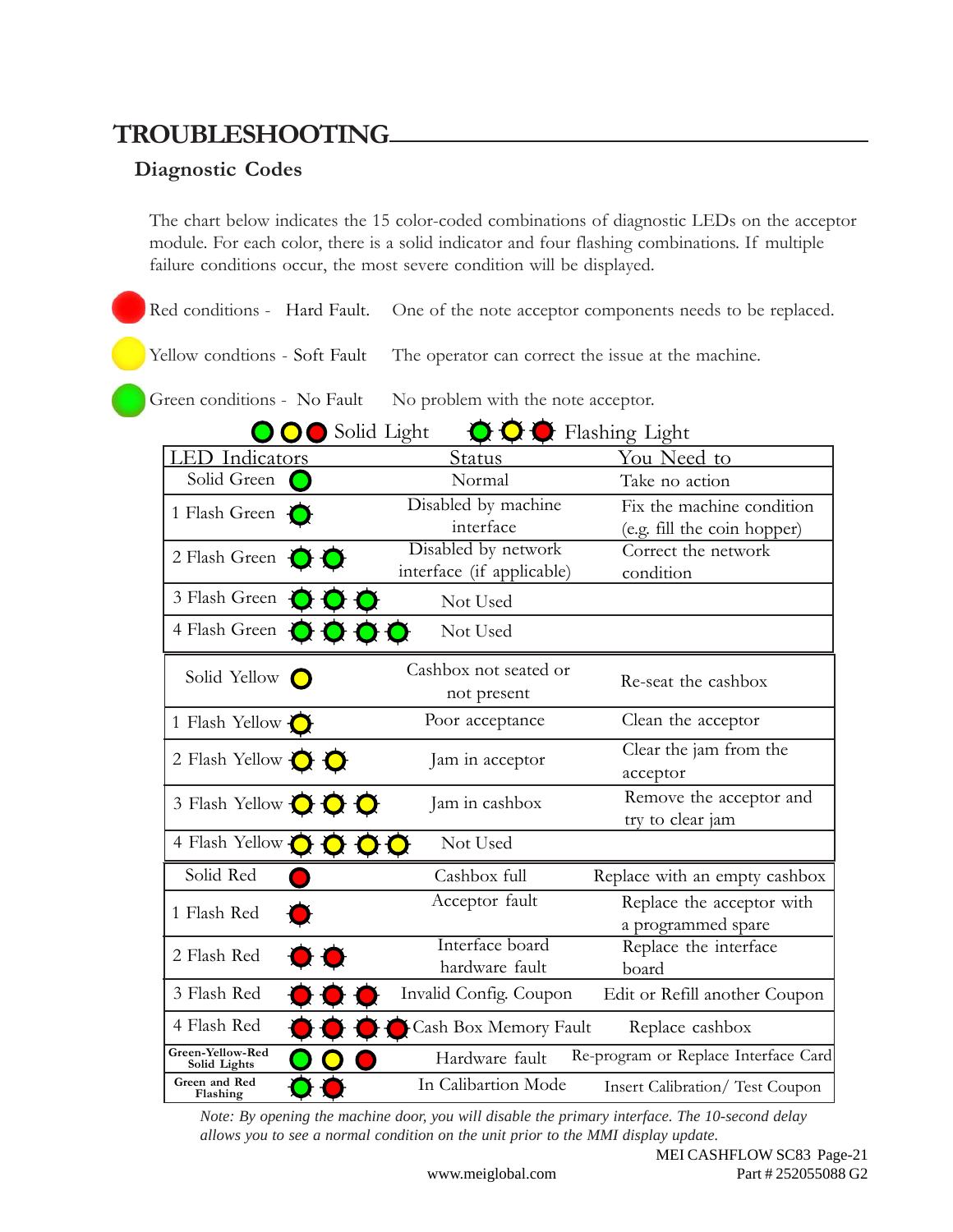# TROUBLESHOOTING

## Diagnostic Codes

The chart below indicates the 15 color-coded combinations of diagnostic LEDs on the acceptor module. For each color, there is a solid indicator and four flashing combinations. If multiple failure conditions occur, the most severe condition will be displayed.

Red conditions - Hard Fault. One of the note acceptor components needs to be replaced.

Yellow condtions - Soft Fault The operator can correct the issue at the machine.

Green conditions - No Fault No problem with the note acceptor.

Solid Light / Flashing Light

| LED Indicators | Status | You Need to |
|---|---|---|
| Solid Green | Normal | Take no action |
| 1 Flash Green | Disabled by machine interface | Fix the machine condition (e.g. fill the coin hopper) |
| 2 Flash Green | Disabled by network interface (if applicable) | Correct the network condition |
| 3 Flash Green | Not Used | |
| 4 Flash Green | Not Used | |
| Solid Yellow | Cashbox not seated or not present | Re-seat the cashbox |
| 1 Flash Yellow | Poor acceptance | Clean the acceptor |
| 2 Flash Yellow | Jam in acceptor | Clear the jam from the acceptor |
| 3 Flash Yellow | Jam in cashbox | Remove the acceptor and try to clear jam |
| 4 Flash Yellow | Not Used | |
| Solid Red | Cashbox full | Replace with an empty cashbox |
| 1 Flash Red | Acceptor fault | Replace the acceptor with a programmed spare |
| 2 Flash Red | Interface board hardware fault | Replace the interface board |
| 3 Flash Red | Invalid Config. Coupon | Edit or Refill another Coupon |
| 4 Flash Red | Cash Box Memory Fault | Replace cashbox |
| Green-Yellow-Red Solid Lights | Hardware fault | Re-program or Replace Interface Card |
| Green and Red Flashing | In Calibartion Mode | Insert Calibration/ Test Coupon |

*Note: By opening the machine door, you will disable the primary interface. The 10-second delay allows you to see a normal condition on the unit prior to the MMI display update.*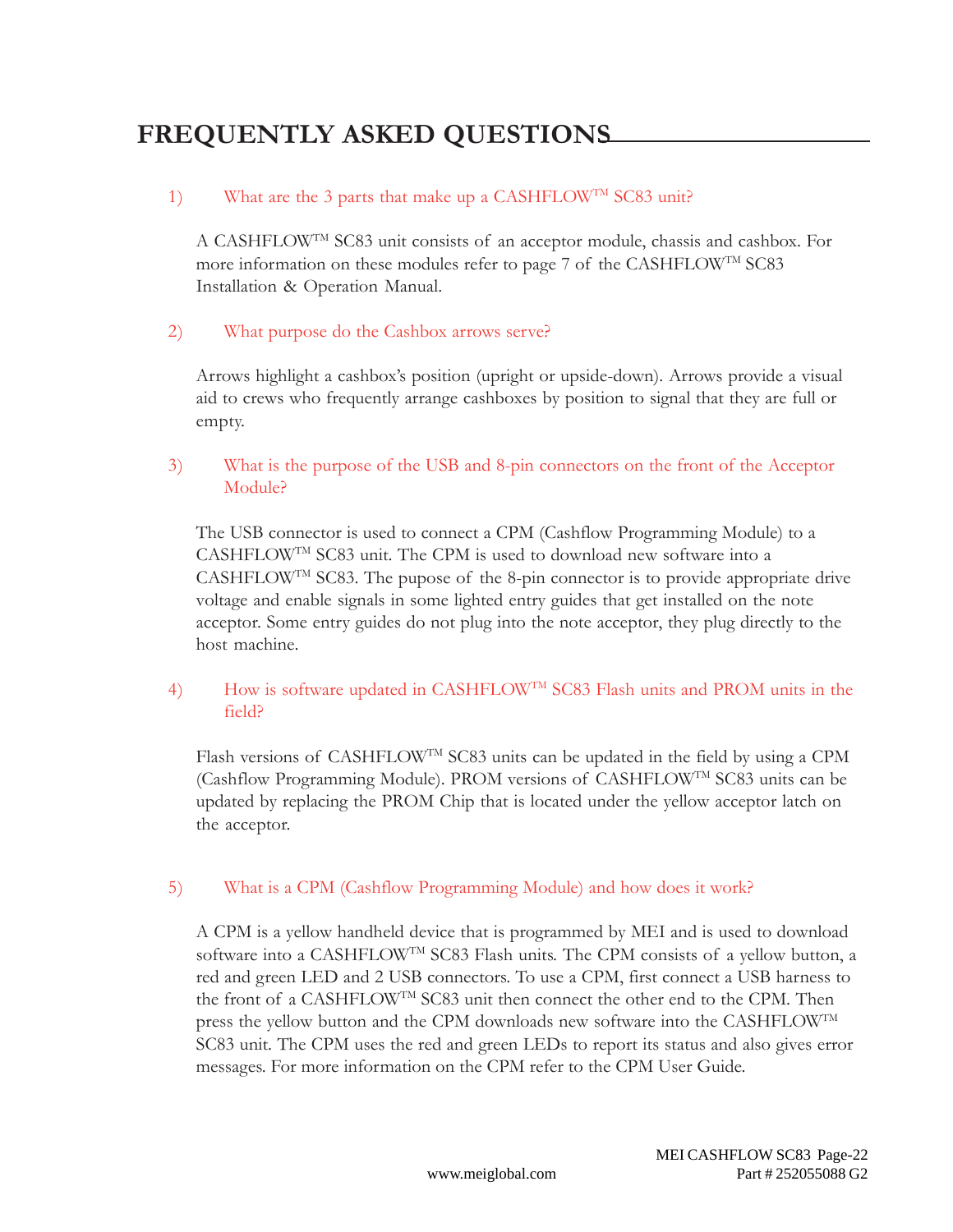# FREQUENTLY ASKED QUESTIONS

1) What are the 3 parts that make up a CASHFLOW™ SC83 unit?

A CASHFLOW™ SC83 unit consists of an acceptor module, chassis and cashbox. For more information on these modules refer to page 7 of the CASHFLOW™ SC83 Installation & Operation Manual.

2) What purpose do the Cashbox arrows serve?

Arrows highlight a cashbox's position (upright or upside-down). Arrows provide a visual aid to crews who frequently arrange cashboxes by position to signal that they are full or empty.

3) What is the purpose of the USB and 8-pin connectors on the front of the Acceptor Module?

The USB connector is used to connect a CPM (Cashflow Programming Module) to a CASHFLOW™ SC83 unit. The CPM is used to download new software into a CASHFLOW™ SC83. The pupose of the 8-pin connector is to provide appropriate drive voltage and enable signals in some lighted entry guides that get installed on the note acceptor. Some entry guides do not plug into the note acceptor, they plug directly to the host machine.

4) How is software updated in CASHFLOW™ SC83 Flash units and PROM units in the field?

Flash versions of CASHFLOW™ SC83 units can be updated in the field by using a CPM (Cashflow Programming Module). PROM versions of CASHFLOW™ SC83 units can be updated by replacing the PROM Chip that is located under the yellow acceptor latch on the acceptor.

5) What is a CPM (Cashflow Programming Module) and how does it work?

A CPM is a yellow handheld device that is programmed by MEI and is used to download software into a CASHFLOW™ SC83 Flash units. The CPM consists of a yellow button, a red and green LED and 2 USB connectors. To use a CPM, first connect a USB harness to the front of a CASHFLOW™ SC83 unit then connect the other end to the CPM. Then press the yellow button and the CPM downloads new software into the CASHFLOW™ SC83 unit. The CPM uses the red and green LEDs to report its status and also gives error messages. For more information on the CPM refer to the CPM User Guide.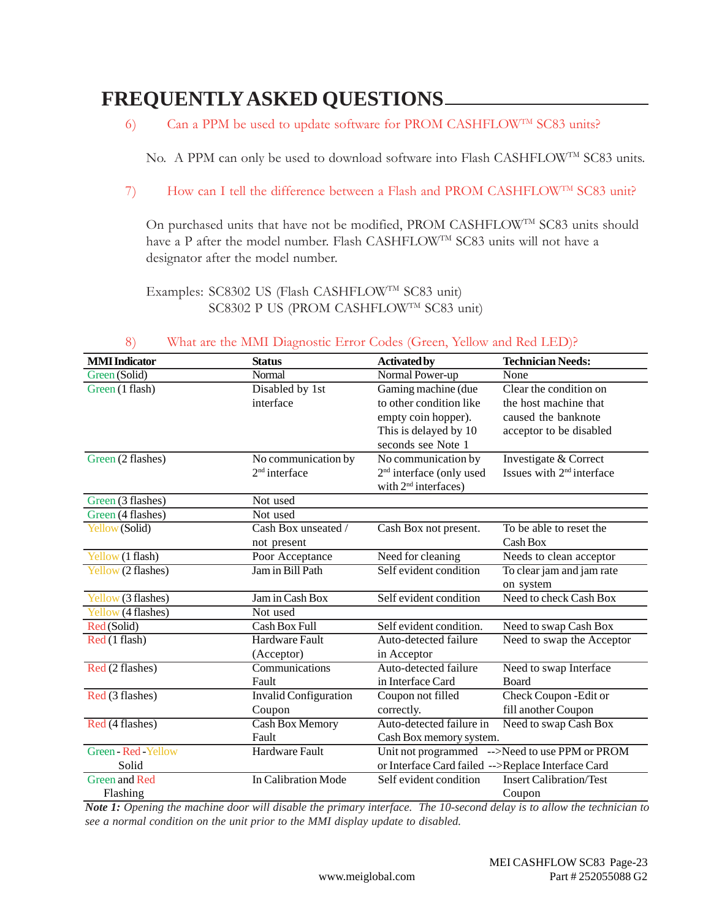# FREQUENTLY ASKED QUESTIONS

6) Can a PPM be used to update software for PROM CASHFLOW™ SC83 units?

No. A PPM can only be used to download software into Flash CASHFLOW™ SC83 units.

7) How can I tell the difference between a Flash and PROM CASHFLOW™ SC83 unit?

On purchased units that have not be modified, PROM CASHFLOW™ SC83 units should have a P after the model number. Flash CASHFLOW™ SC83 units will not have a designator after the model number.

Examples: SC8302 US (Flash CASHFLOW™ SC83 unit)
SC8302 P US (PROM CASHFLOW™ SC83 unit)

8) What are the MMI Diagnostic Error Codes (Green, Yellow and Red LED)?

| MMI Indicator | Status | Activated by | Technician Needs: |
|---|---|---|---|
| Green (Solid) | Normal | Normal Power-up | None |
| Green (1 flash) | Disabled by 1st interface | Gaming machine (due to other condition like empty coin hopper). This is delayed by 10 seconds see Note 1 | Clear the condition on the host machine that caused the banknote acceptor to be disabled |
| Green (2 flashes) | No communication by 2nd interface | No communication by 2nd interface (only used with 2nd interfaces) | Investigate & Correct Issues with 2nd interface |
| Green (3 flashes) | Not used | | |
| Green (4 flashes) | Not used | | |
| Yellow (Solid) | Cash Box unseated / not present | Cash Box not present. | To be able to reset the Cash Box |
| Yellow (1 flash) | Poor Acceptance | Need for cleaning | Needs to clean acceptor |
| Yellow (2 flashes) | Jam in Bill Path | Self evident condition | To clear jam and jam rate on system |
| Yellow (3 flashes) | Jam in Cash Box | Self evident condition | Need to check Cash Box |
| Yellow (4 flashes) | Not used | | |
| Red (Solid) | Cash Box Full | Self evident condition. | Need to swap Cash Box |
| Red (1 flash) | Hardware Fault (Acceptor) | Auto-detected failure in Acceptor | Need to swap the Acceptor |
| Red (2 flashes) | Communications Fault | Auto-detected failure in Interface Card | Need to swap Interface Board |
| Red (3 flashes) | Invalid Configuration Coupon | Coupon not filled correctly. | Check Coupon -Edit or fill another Coupon |
| Red (4 flashes) | Cash Box Memory Fault | Auto-detected failure in Cash Box memory system. | Need to swap Cash Box |
| Green - Red - Yellow Solid | Hardware Fault | Unit not programmed or Interface Card failed | -->Need to use PPM or PROM -->Replace Interface Card |
| Green and Red Flashing | In Calibration Mode | Self evident condition | Insert Calibration/Test Coupon |

***Note 1:*** *Opening the machine door will disable the primary interface. The 10-second delay is to allow the technician to see a normal condition on the unit prior to the MMI display update to disabled.*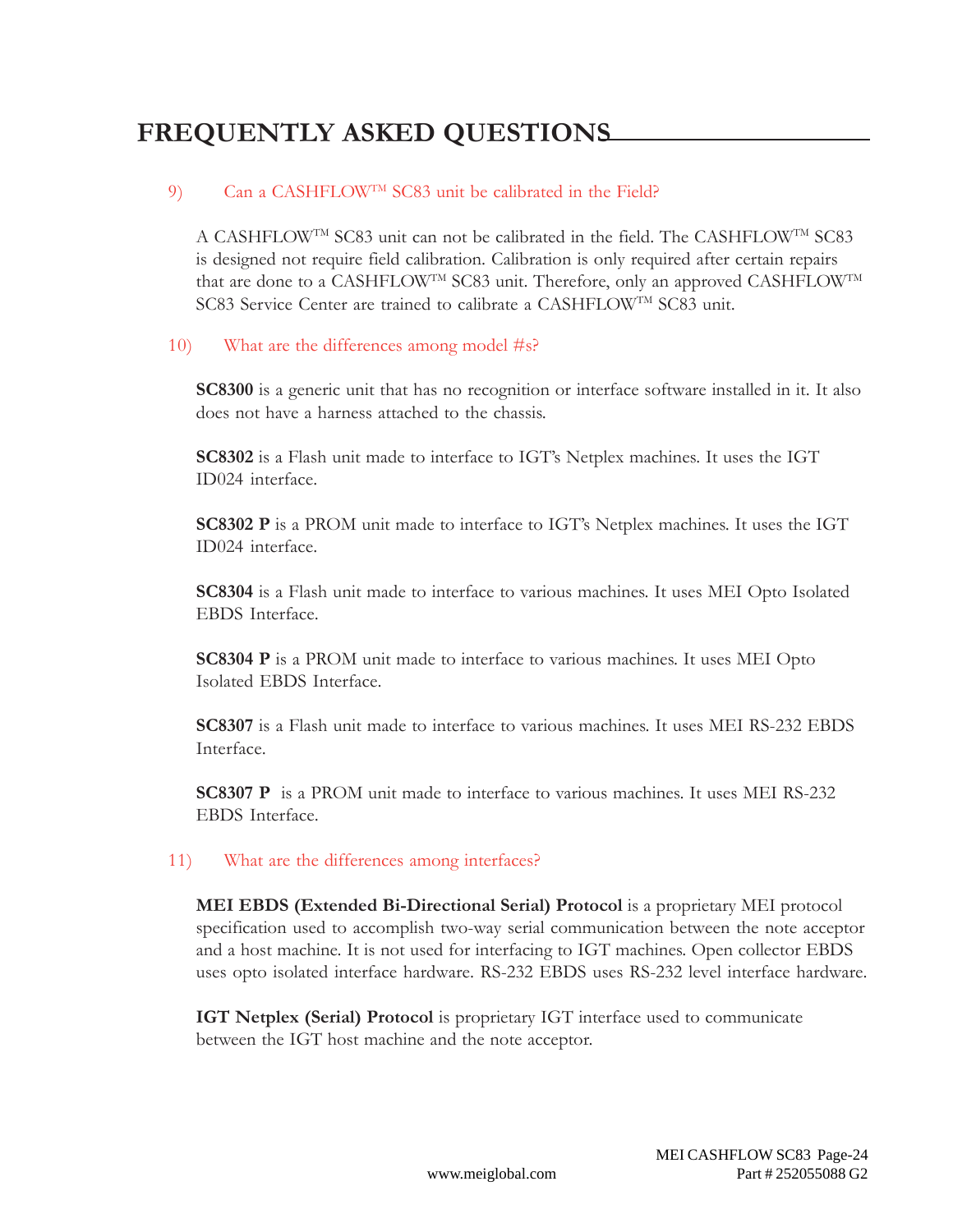# FREQUENTLY ASKED QUESTIONS

9) Can a CASHFLOW™ SC83 unit be calibrated in the Field?

A CASHFLOW™ SC83 unit can not be calibrated in the field. The CASHFLOW™ SC83 is designed not require field calibration. Calibration is only required after certain repairs that are done to a CASHFLOW™ SC83 unit. Therefore, only an approved CASHFLOW™ SC83 Service Center are trained to calibrate a CASHFLOW™ SC83 unit.

10) What are the differences among model #s?

**SC8300** is a generic unit that has no recognition or interface software installed in it. It also does not have a harness attached to the chassis.

**SC8302** is a Flash unit made to interface to IGT's Netplex machines. It uses the IGT ID024 interface.

**SC8302 P** is a PROM unit made to interface to IGT's Netplex machines. It uses the IGT ID024 interface.

**SC8304** is a Flash unit made to interface to various machines. It uses MEI Opto Isolated EBDS Interface.

**SC8304 P** is a PROM unit made to interface to various machines. It uses MEI Opto Isolated EBDS Interface.

**SC8307** is a Flash unit made to interface to various machines. It uses MEI RS-232 EBDS Interface.

**SC8307 P** is a PROM unit made to interface to various machines. It uses MEI RS-232 EBDS Interface.

11) What are the differences among interfaces?

**MEI EBDS (Extended Bi-Directional Serial) Protocol** is a proprietary MEI protocol specification used to accomplish two-way serial communication between the note acceptor and a host machine. It is not used for interfacing to IGT machines. Open collector EBDS uses opto isolated interface hardware. RS-232 EBDS uses RS-232 level interface hardware.

**IGT Netplex (Serial) Protocol** is proprietary IGT interface used to communicate between the IGT host machine and the note acceptor.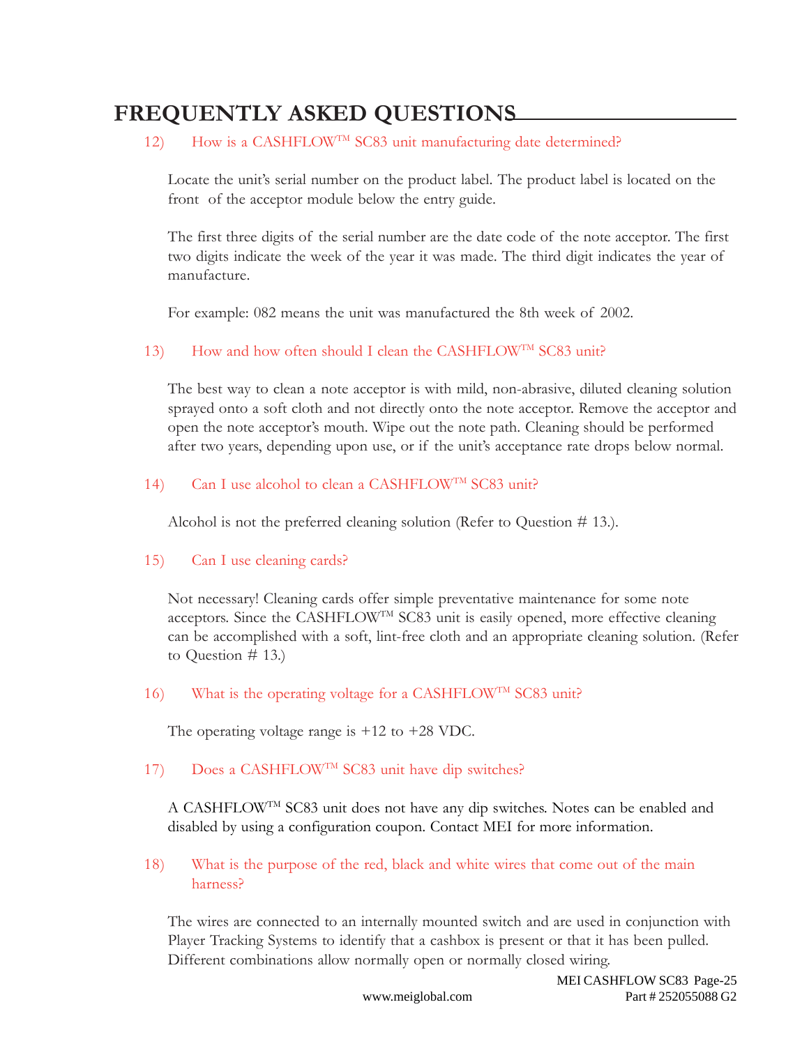# FREQUENTLY ASKED QUESTIONS

12) How is a CASHFLOW™ SC83 unit manufacturing date determined?

Locate the unit's serial number on the product label. The product label is located on the front of the acceptor module below the entry guide.

The first three digits of the serial number are the date code of the note acceptor. The first two digits indicate the week of the year it was made. The third digit indicates the year of manufacture.

For example: 082 means the unit was manufactured the 8th week of 2002.

13) How and how often should I clean the CASHFLOW™ SC83 unit?

The best way to clean a note acceptor is with mild, non-abrasive, diluted cleaning solution sprayed onto a soft cloth and not directly onto the note acceptor. Remove the acceptor and open the note acceptor's mouth. Wipe out the note path. Cleaning should be performed after two years, depending upon use, or if the unit's acceptance rate drops below normal.

14) Can I use alcohol to clean a CASHFLOW™ SC83 unit?

Alcohol is not the preferred cleaning solution (Refer to Question # 13.).

15) Can I use cleaning cards?

Not necessary! Cleaning cards offer simple preventative maintenance for some note acceptors. Since the CASHFLOW™ SC83 unit is easily opened, more effective cleaning can be accomplished with a soft, lint-free cloth and an appropriate cleaning solution. (Refer to Question # 13.)

16) What is the operating voltage for a CASHFLOW™ SC83 unit?

The operating voltage range is +12 to +28 VDC.

17) Does a CASHFLOW™ SC83 unit have dip switches?

A CASHFLOW™ SC83 unit does not have any dip switches. Notes can be enabled and disabled by using a configuration coupon. Contact MEI for more information.

18) What is the purpose of the red, black and white wires that come out of the main harness?

The wires are connected to an internally mounted switch and are used in conjunction with Player Tracking Systems to identify that a cashbox is present or that it has been pulled. Different combinations allow normally open or normally closed wiring.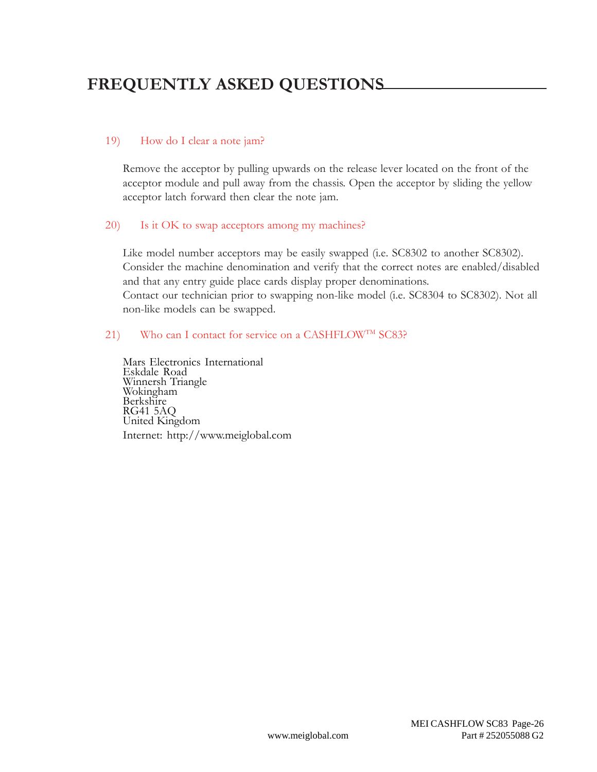# FREQUENTLY ASKED QUESTIONS

19) How do I clear a note jam?

Remove the acceptor by pulling upwards on the release lever located on the front of the acceptor module and pull away from the chassis. Open the acceptor by sliding the yellow acceptor latch forward then clear the note jam.

20) Is it OK to swap acceptors among my machines?

Like model number acceptors may be easily swapped (i.e. SC8302 to another SC8302). Consider the machine denomination and verify that the correct notes are enabled/disabled and that any entry guide place cards display proper denominations.
Contact our technician prior to swapping non-like model (i.e. SC8304 to SC8302). Not all non-like models can be swapped.

21) Who can I contact for service on a CASHFLOW™ SC83?

Mars Electronics International
Eskdale Road
Winnersh Triangle
Wokingham
Berkshire
RG41 5AQ
United Kingdom

Internet: http://www.meiglobal.com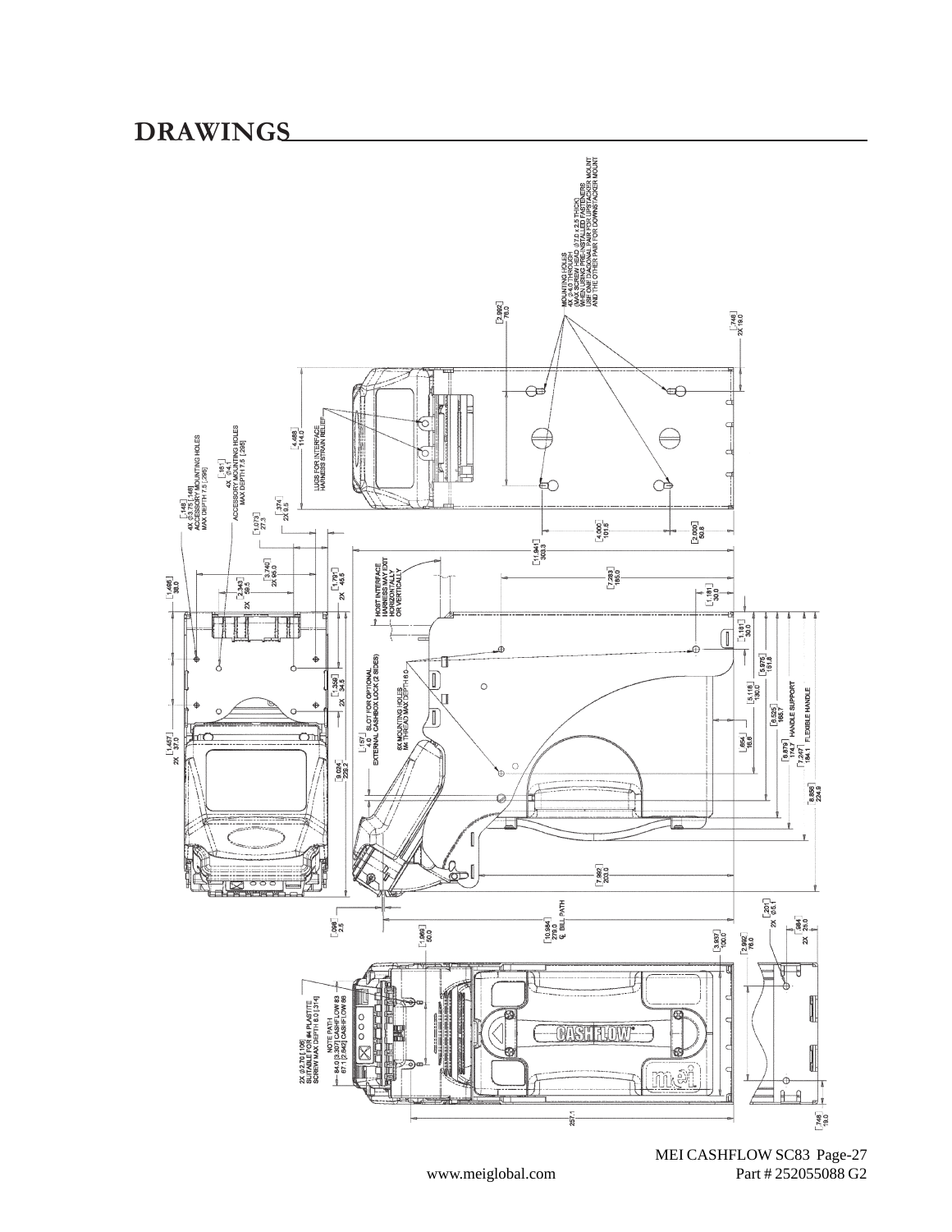# DRAWINGS

[1.496] 38.0

4X Ø3.75 [.148] ACCESSORY MOUNTING HOLES MAX DEPTH 7.5 [.295]

4X Ø4.1 [.161] ACCESSORY MOUNTING HOLES MAX DEPTH 7.5 [.295]

[1.073] 27.3

[.374] 2X 9.5

[4.488] 114.0

LUGS FOR INTERFACE HARNESS STRAIN RELIEF

[2.992] 76.0

MOUNTING HOLES
4X Ø4.0 THROUGH
(MAX SCREW HEAD Ø7.0 x 2.5 THICK)
WHEN USING PRE-INSTALLED FASTENERS
USE ONE DIAGONAL PAIR FOR UPSTACKER MOUNT
AND THE OTHER PAIR FOR DOWNSTACKER MOUNT

[.748] 2X 19.0

[3.740] 2X 95.0

[2.343] 2X 59.5

[1.791] 2X 45.5

[11.941] 303.3

[4.000] 101.6

[2.000] 50.8

HOST INTERFACE HARNESS MAY EXIT HORIZONTALLY OR VERTICALLY

[7.283] 185.0

[1.181] 30.0

[1.181] 30.0

[1.358] 2X 34.5

[1.457] 2X 37.0

[.157] 4.0 SLOT FOR OPTIONAL EXTERNAL CASHBOX LOCK (2 SIDES)

6X MOUNTING HOLES M4 THREAD MAX DEPTH 6.0

[5.118] 130.0

[5.975] 151.8

[6.525] 165.7

[.654] 16.6

[6.879] 174.7 HANDLE SUPPORT

[7.247] 184.1 FLEXIBLE HANDLE

[9.024] 229.2

[8.856] 224.9

[7.992] 203.0

[.098] 2.5

[1.969] 50.0

[10.984] 279.0 ℄ BILL PATH

[3.937] 100.0

[.201] 2X Ø5.1

[2.992] 76.0

[.984] 2X 25.0

2X Ø2.70 [.106] SUITABLE FOR #4 PLASTITE SCREW MAX DEPTH 8.0 [.314]

NOTE PATH
84.0 [3.307] CASHFLOW 83
67.1 [2.642] CASHFLOW 85

CASHFLOW

mei

257.1

[.748] 19.0